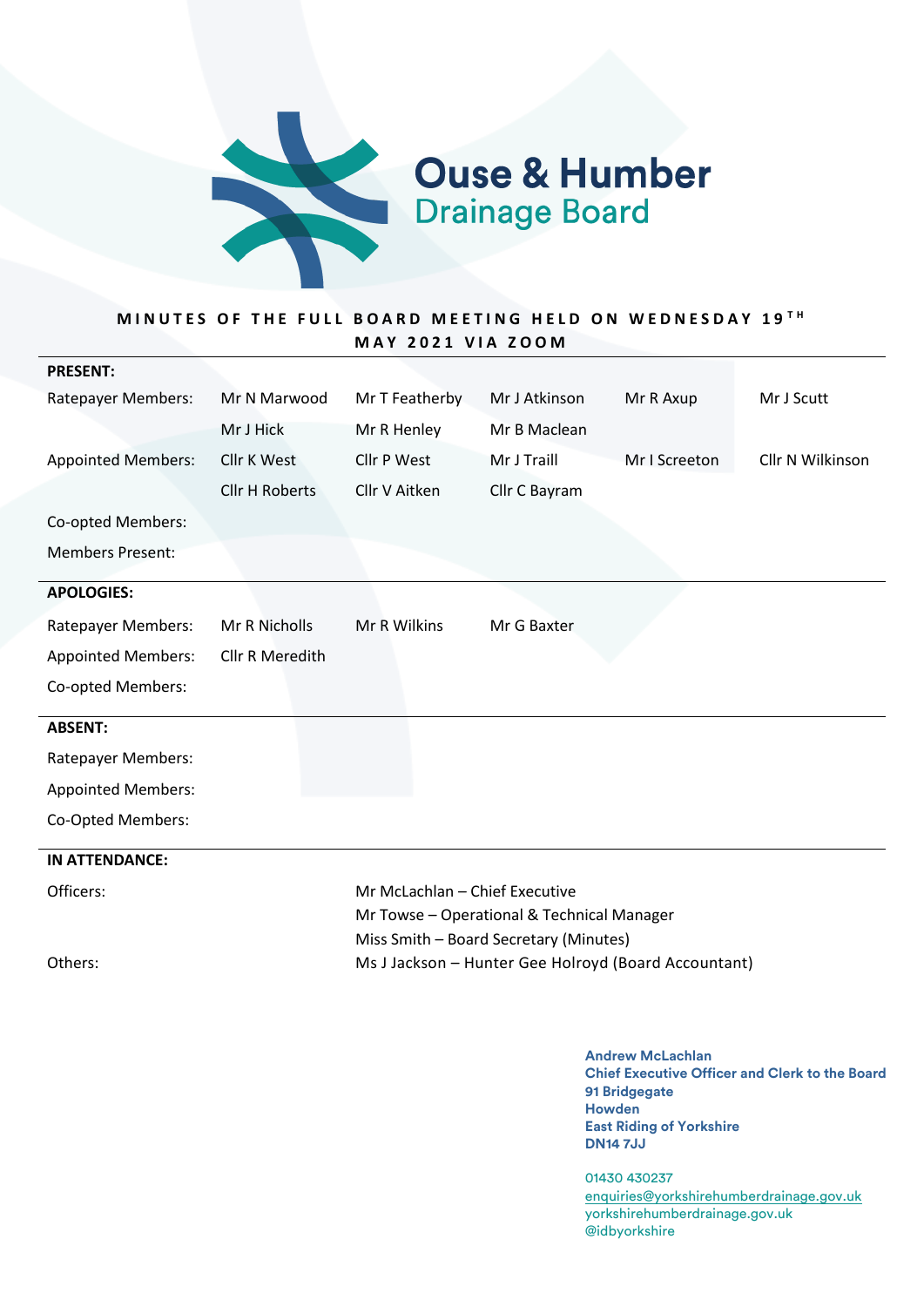# Ouse & Humber Drainage Board

**MINUTES OF THE FULL BOARD MEETING HELD ON WEDNESDAY 19TH MAY 2021 VIA ZOOM**

**PRESENT:**

| | | | | | |
|---|---|---|---|---|---|
| Ratepayer Members: | Mr N Marwood | Mr T Featherby | Mr J Atkinson | Mr R Axup | Mr J Scutt |
| | Mr J Hick | Mr R Henley | Mr B Maclean | | |
| Appointed Members: | Cllr K West | Cllr P West | Mr J Traill | Mr I Screeton | Cllr N Wilkinson |
| | Cllr H Roberts | Cllr V Aitken | Cllr C Bayram | | |
| Co-opted Members: | | | | | |
| Members Present: | | | | | |

**APOLOGIES:**

| | | | |
|---|---|---|---|
| Ratepayer Members: | Mr R Nicholls | Mr R Wilkins | Mr G Baxter |
| Appointed Members: | Cllr R Meredith | | |
| Co-opted Members: | | | |

**ABSENT:**

Ratepayer Members:

Appointed Members:

Co-Opted Members:

**IN ATTENDANCE:**

| | |
|---|---|
| Officers: | Mr McLachlan – Chief Executive |
| | Mr Towse – Operational & Technical Manager |
| | Miss Smith – Board Secretary (Minutes) |
| Others: | Ms J Jackson – Hunter Gee Holroyd (Board Accountant) |

**Andrew McLachlan**
**Chief Executive Officer and Clerk to the Board**
**91 Bridgegate**
**Howden**
**East Riding of Yorkshire**
**DN14 7JJ**

01430 430237
enquiries@yorkshirehumberdrainage.gov.uk
yorkshirehumberdrainage.gov.uk
@idbyorkshire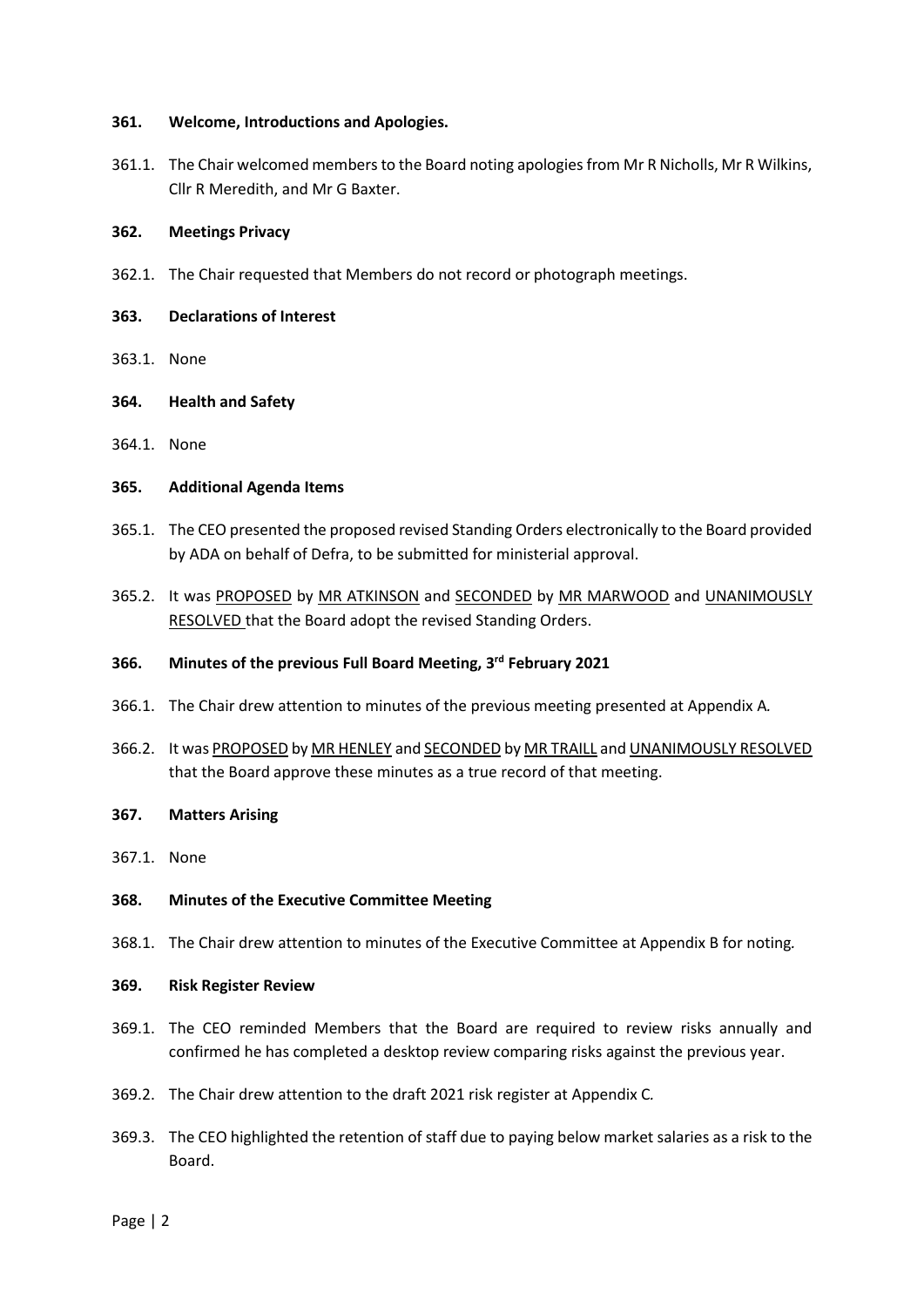**361. Welcome, Introductions and Apologies.**

361.1. The Chair welcomed members to the Board noting apologies from Mr R Nicholls, Mr R Wilkins, Cllr R Meredith, and Mr G Baxter.

**362. Meetings Privacy**

362.1. The Chair requested that Members do not record or photograph meetings.

**363. Declarations of Interest**

363.1. None

**364. Health and Safety**

364.1. None

**365. Additional Agenda Items**

365.1. The CEO presented the proposed revised Standing Orders electronically to the Board provided by ADA on behalf of Defra, to be submitted for ministerial approval.

365.2. It was PROPOSED by MR ATKINSON and SECONDED by MR MARWOOD and UNANIMOUSLY RESOLVED that the Board adopt the revised Standing Orders.

**366. Minutes of the previous Full Board Meeting, 3rd February 2021**

366.1. The Chair drew attention to minutes of the previous meeting presented at Appendix A.

366.2. It was PROPOSED by MR HENLEY and SECONDED by MR TRAILL and UNANIMOUSLY RESOLVED that the Board approve these minutes as a true record of that meeting.

**367. Matters Arising**

367.1. None

**368. Minutes of the Executive Committee Meeting**

368.1. The Chair drew attention to minutes of the Executive Committee at Appendix B for noting.

**369. Risk Register Review**

369.1. The CEO reminded Members that the Board are required to review risks annually and confirmed he has completed a desktop review comparing risks against the previous year.

369.2. The Chair drew attention to the draft 2021 risk register at Appendix C.

369.3. The CEO highlighted the retention of staff due to paying below market salaries as a risk to the Board.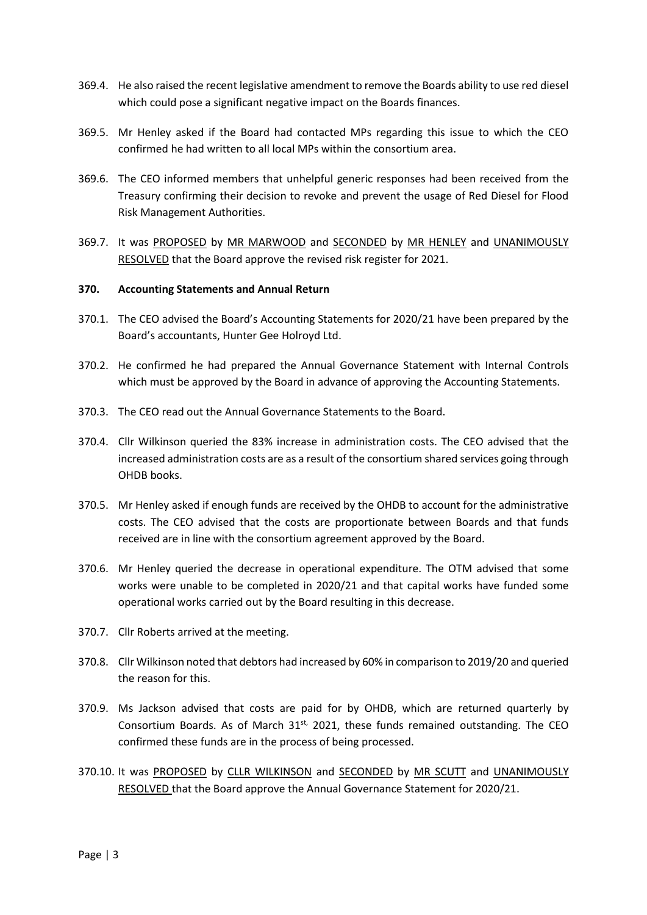369.4. He also raised the recent legislative amendment to remove the Boards ability to use red diesel which could pose a significant negative impact on the Boards finances.

369.5. Mr Henley asked if the Board had contacted MPs regarding this issue to which the CEO confirmed he had written to all local MPs within the consortium area.

369.6. The CEO informed members that unhelpful generic responses had been received from the Treasury confirming their decision to revoke and prevent the usage of Red Diesel for Flood Risk Management Authorities.

369.7. It was PROPOSED by MR MARWOOD and SECONDED by MR HENLEY and UNANIMOUSLY RESOLVED that the Board approve the revised risk register for 2021.

**370. Accounting Statements and Annual Return**

370.1. The CEO advised the Board's Accounting Statements for 2020/21 have been prepared by the Board's accountants, Hunter Gee Holroyd Ltd.

370.2. He confirmed he had prepared the Annual Governance Statement with Internal Controls which must be approved by the Board in advance of approving the Accounting Statements.

370.3. The CEO read out the Annual Governance Statements to the Board.

370.4. Cllr Wilkinson queried the 83% increase in administration costs. The CEO advised that the increased administration costs are as a result of the consortium shared services going through OHDB books.

370.5. Mr Henley asked if enough funds are received by the OHDB to account for the administrative costs. The CEO advised that the costs are proportionate between Boards and that funds received are in line with the consortium agreement approved by the Board.

370.6. Mr Henley queried the decrease in operational expenditure. The OTM advised that some works were unable to be completed in 2020/21 and that capital works have funded some operational works carried out by the Board resulting in this decrease.

370.7. Cllr Roberts arrived at the meeting.

370.8. Cllr Wilkinson noted that debtors had increased by 60% in comparison to 2019/20 and queried the reason for this.

370.9. Ms Jackson advised that costs are paid for by OHDB, which are returned quarterly by Consortium Boards. As of March 31st, 2021, these funds remained outstanding. The CEO confirmed these funds are in the process of being processed.

370.10. It was PROPOSED by CLLR WILKINSON and SECONDED by MR SCUTT and UNANIMOUSLY RESOLVED that the Board approve the Annual Governance Statement for 2020/21.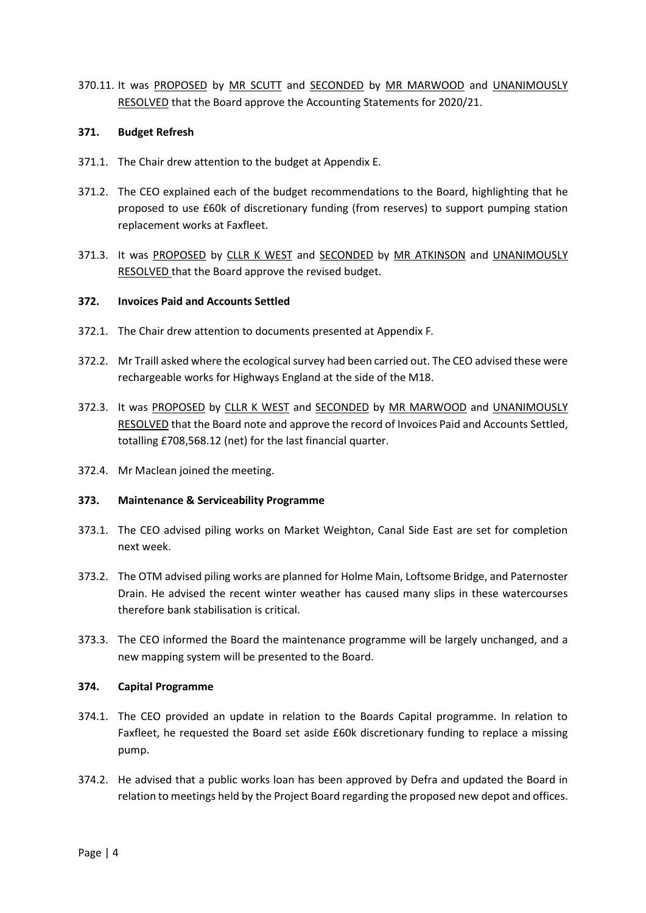370.11. It was <u>PROPOSED</u> by <u>MR SCUTT</u> and <u>SECONDED</u> by <u>MR MARWOOD</u> and <u>UNANIMOUSLY RESOLVED</u> that the Board approve the Accounting Statements for 2020/21.

**371. Budget Refresh**

371.1. The Chair drew attention to the budget at Appendix E.

371.2. The CEO explained each of the budget recommendations to the Board, highlighting that he proposed to use £60k of discretionary funding (from reserves) to support pumping station replacement works at Faxfleet.

371.3. It was <u>PROPOSED</u> by <u>CLLR K WEST</u> and <u>SECONDED</u> by <u>MR ATKINSON</u> and <u>UNANIMOUSLY RESOLVED</u> that the Board approve the revised budget.

**372. Invoices Paid and Accounts Settled**

372.1. The Chair drew attention to documents presented at Appendix F.

372.2. Mr Traill asked where the ecological survey had been carried out. The CEO advised these were rechargeable works for Highways England at the side of the M18.

372.3. It was <u>PROPOSED</u> by <u>CLLR K WEST</u> and <u>SECONDED</u> by <u>MR MARWOOD</u> and <u>UNANIMOUSLY RESOLVED</u> that the Board note and approve the record of Invoices Paid and Accounts Settled, totalling £708,568.12 (net) for the last financial quarter.

372.4. Mr Maclean joined the meeting.

**373. Maintenance & Serviceability Programme**

373.1. The CEO advised piling works on Market Weighton, Canal Side East are set for completion next week.

373.2. The OTM advised piling works are planned for Holme Main, Loftsome Bridge, and Paternoster Drain. He advised the recent winter weather has caused many slips in these watercourses therefore bank stabilisation is critical.

373.3. The CEO informed the Board the maintenance programme will be largely unchanged, and a new mapping system will be presented to the Board.

**374. Capital Programme**

374.1. The CEO provided an update in relation to the Boards Capital programme. In relation to Faxfleet, he requested the Board set aside £60k discretionary funding to replace a missing pump.

374.2. He advised that a public works loan has been approved by Defra and updated the Board in relation to meetings held by the Project Board regarding the proposed new depot and offices.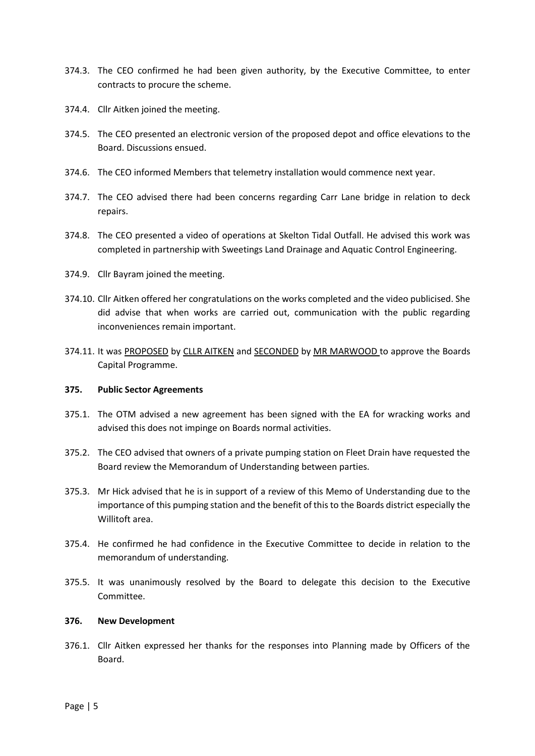374.3. The CEO confirmed he had been given authority, by the Executive Committee, to enter contracts to procure the scheme.

374.4. Cllr Aitken joined the meeting.

374.5. The CEO presented an electronic version of the proposed depot and office elevations to the Board. Discussions ensued.

374.6. The CEO informed Members that telemetry installation would commence next year.

374.7. The CEO advised there had been concerns regarding Carr Lane bridge in relation to deck repairs.

374.8. The CEO presented a video of operations at Skelton Tidal Outfall. He advised this work was completed in partnership with Sweetings Land Drainage and Aquatic Control Engineering.

374.9. Cllr Bayram joined the meeting.

374.10. Cllr Aitken offered her congratulations on the works completed and the video publicised. She did advise that when works are carried out, communication with the public regarding inconveniences remain important.

374.11. It was PROPOSED by CLLR AITKEN and SECONDED by MR MARWOOD to approve the Boards Capital Programme.

**375. Public Sector Agreements**

375.1. The OTM advised a new agreement has been signed with the EA for wracking works and advised this does not impinge on Boards normal activities.

375.2. The CEO advised that owners of a private pumping station on Fleet Drain have requested the Board review the Memorandum of Understanding between parties.

375.3. Mr Hick advised that he is in support of a review of this Memo of Understanding due to the importance of this pumping station and the benefit of this to the Boards district especially the Willitoft area.

375.4. He confirmed he had confidence in the Executive Committee to decide in relation to the memorandum of understanding.

375.5. It was unanimously resolved by the Board to delegate this decision to the Executive Committee.

**376. New Development**

376.1. Cllr Aitken expressed her thanks for the responses into Planning made by Officers of the Board.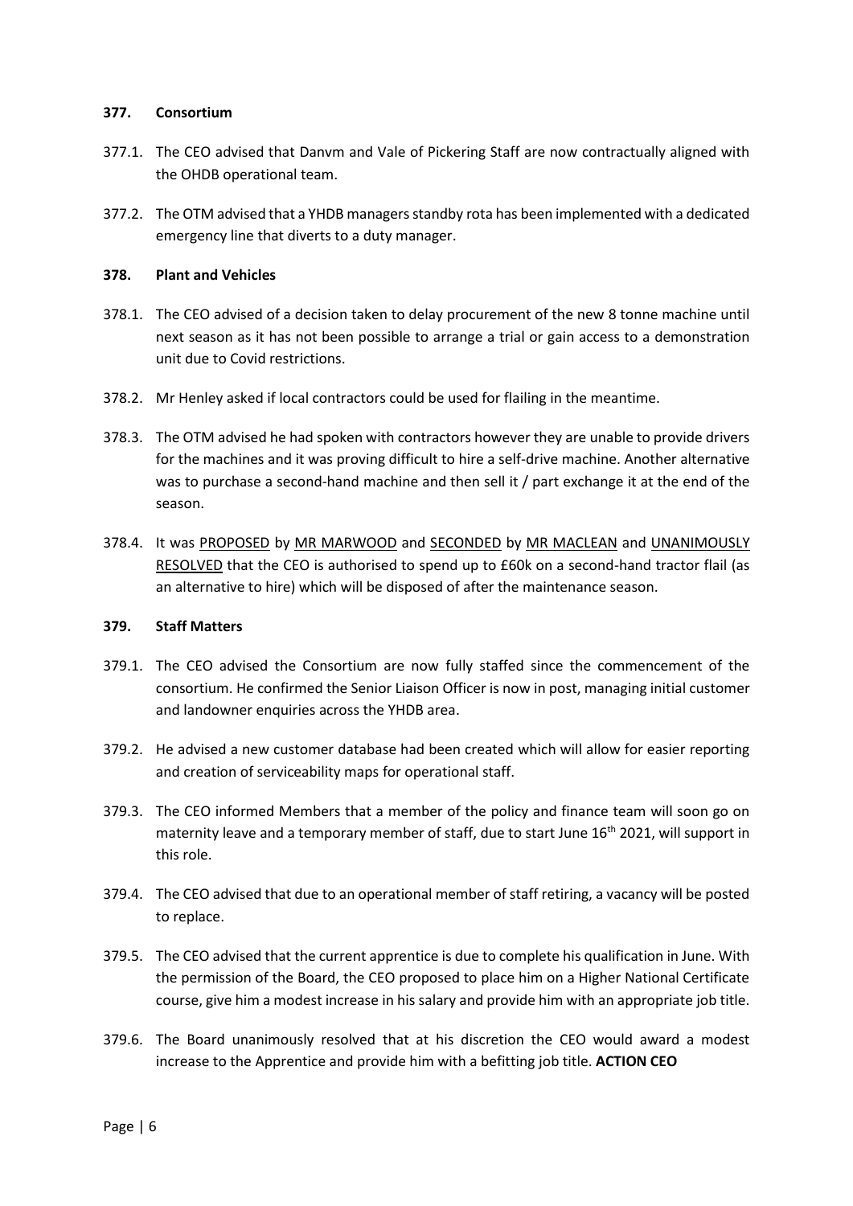### 377. Consortium

377.1. The CEO advised that Danvm and Vale of Pickering Staff are now contractually aligned with the OHDB operational team.

377.2. The OTM advised that a YHDB managers standby rota has been implemented with a dedicated emergency line that diverts to a duty manager.

### 378. Plant and Vehicles

378.1. The CEO advised of a decision taken to delay procurement of the new 8 tonne machine until next season as it has not been possible to arrange a trial or gain access to a demonstration unit due to Covid restrictions.

378.2. Mr Henley asked if local contractors could be used for flailing in the meantime.

378.3. The OTM advised he had spoken with contractors however they are unable to provide drivers for the machines and it was proving difficult to hire a self-drive machine. Another alternative was to purchase a second-hand machine and then sell it / part exchange it at the end of the season.

378.4. It was <u>PROPOSED</u> by <u>MR MARWOOD</u> and <u>SECONDED</u> by <u>MR MACLEAN</u> and <u>UNANIMOUSLY RESOLVED</u> that the CEO is authorised to spend up to £60k on a second-hand tractor flail (as an alternative to hire) which will be disposed of after the maintenance season.

### 379. Staff Matters

379.1. The CEO advised the Consortium are now fully staffed since the commencement of the consortium. He confirmed the Senior Liaison Officer is now in post, managing initial customer and landowner enquiries across the YHDB area.

379.2. He advised a new customer database had been created which will allow for easier reporting and creation of serviceability maps for operational staff.

379.3. The CEO informed Members that a member of the policy and finance team will soon go on maternity leave and a temporary member of staff, due to start June 16th 2021, will support in this role.

379.4. The CEO advised that due to an operational member of staff retiring, a vacancy will be posted to replace.

379.5. The CEO advised that the current apprentice is due to complete his qualification in June. With the permission of the Board, the CEO proposed to place him on a Higher National Certificate course, give him a modest increase in his salary and provide him with an appropriate job title.

379.6. The Board unanimously resolved that at his discretion the CEO would award a modest increase to the Apprentice and provide him with a befitting job title. **ACTION CEO**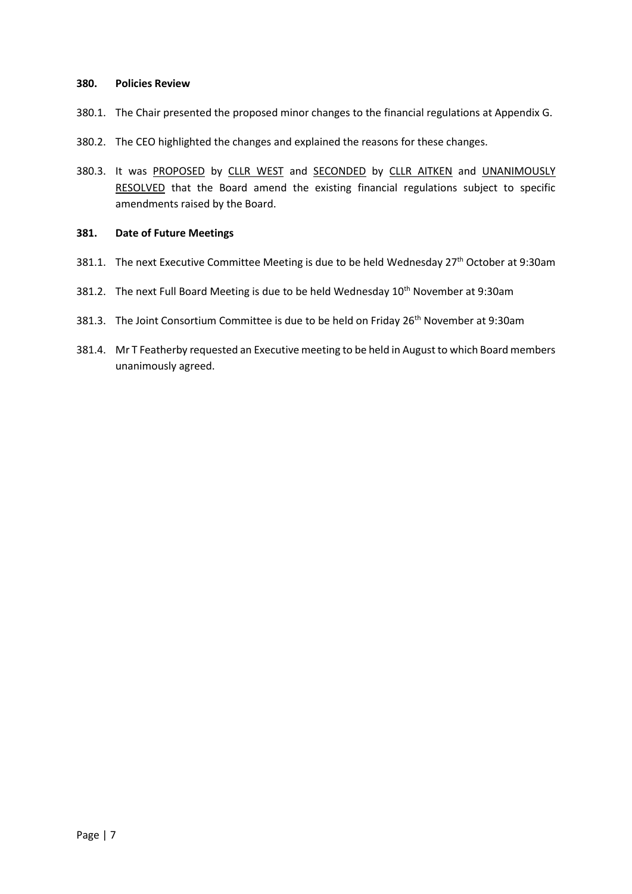### 380. Policies Review

380.1. The Chair presented the proposed minor changes to the financial regulations at Appendix G.

380.2. The CEO highlighted the changes and explained the reasons for these changes.

380.3. It was PROPOSED by CLLR WEST and SECONDED by CLLR AITKEN and UNANIMOUSLY RESOLVED that the Board amend the existing financial regulations subject to specific amendments raised by the Board.

### 381. Date of Future Meetings

381.1. The next Executive Committee Meeting is due to be held Wednesday 27th October at 9:30am

381.2. The next Full Board Meeting is due to be held Wednesday 10th November at 9:30am

381.3. The Joint Consortium Committee is due to be held on Friday 26th November at 9:30am

381.4. Mr T Featherby requested an Executive meeting to be held in August to which Board members unanimously agreed.